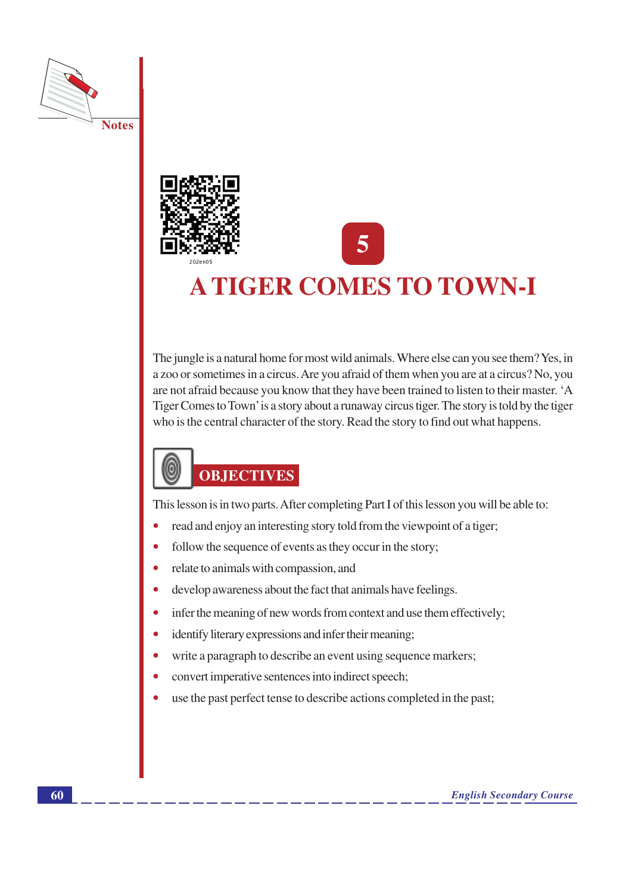# 5

# A TIGER COMES TO TOWN-I

The jungle is a natural home for most wild animals. Where else can you see them? Yes, in a zoo or sometimes in a circus. Are you afraid of them when you are at a circus? No, you are not afraid because you know that they have been trained to listen to their master. 'A Tiger Comes to Town' is a story about a runaway circus tiger. The story is told by the tiger who is the central character of the story. Read the story to find out what happens.

## OBJECTIVES

This lesson is in two parts. After completing Part I of this lesson you will be able to:

- read and enjoy an interesting story told from the viewpoint of a tiger;
- follow the sequence of events as they occur in the story;
- relate to animals with compassion, and
- develop awareness about the fact that animals have feelings.
- infer the meaning of new words from context and use them effectively;
- identify literary expressions and infer their meaning;
- write a paragraph to describe an event using sequence markers;
- convert imperative sentences into indirect speech;
- use the past perfect tense to describe actions completed in the past;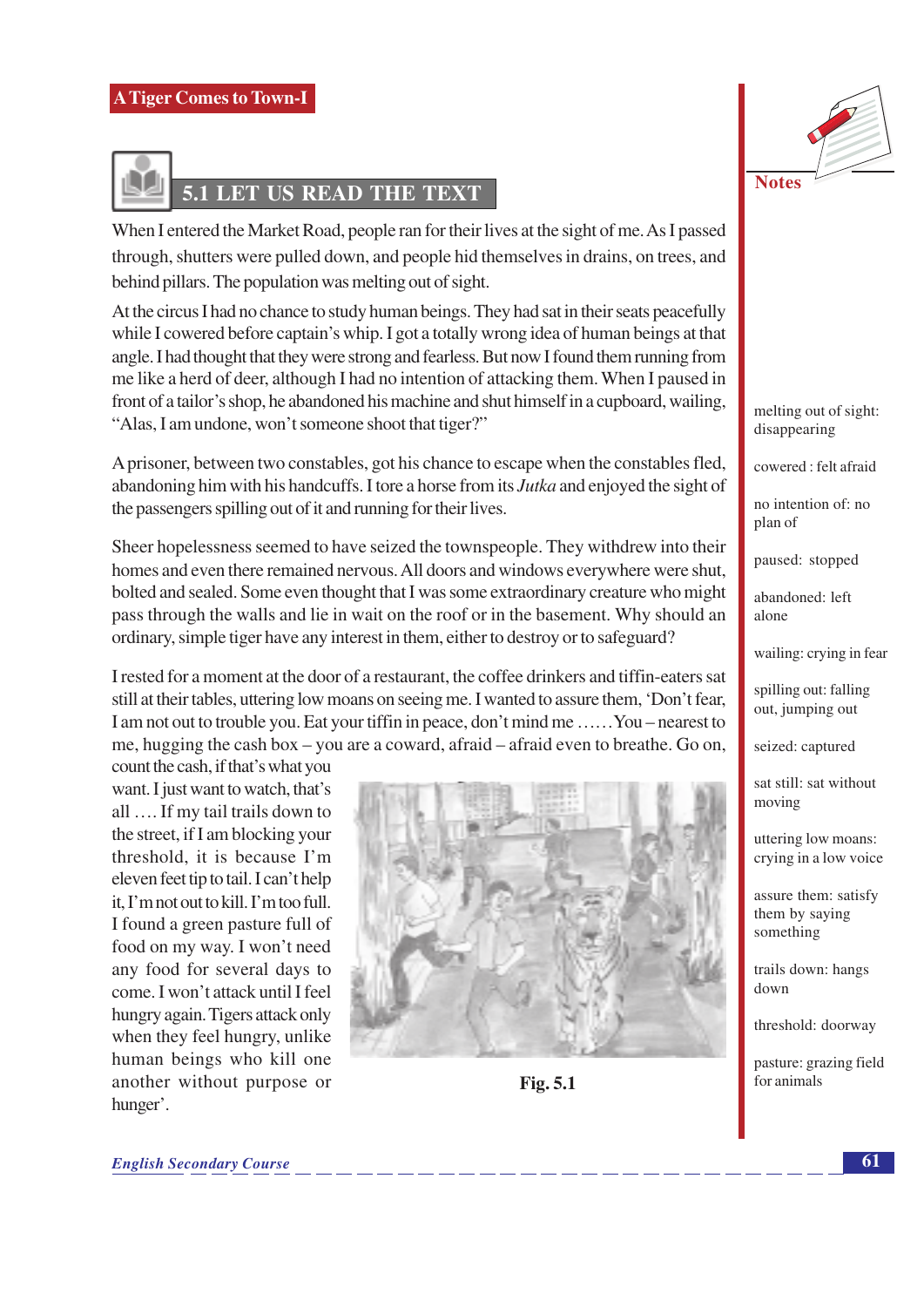## 5.1 LET US READ THE TEXT

When I entered the Market Road, people ran for their lives at the sight of me. As I passed through, shutters were pulled down, and people hid themselves in drains, on trees, and behind pillars. The population was melting out of sight.

At the circus I had no chance to study human beings. They had sat in their seats peacefully while I cowered before captain's whip. I got a totally wrong idea of human beings at that angle. I had thought that they were strong and fearless. But now I found them running from me like a herd of deer, although I had no intention of attacking them. When I paused in front of a tailor's shop, he abandoned his machine and shut himself in a cupboard, wailing, "Alas, I am undone, won't someone shoot that tiger?"

A prisoner, between two constables, got his chance to escape when the constables fled, abandoning him with his handcuffs. I tore a horse from its *Jutka* and enjoyed the sight of the passengers spilling out of it and running for their lives.

Sheer hopelessness seemed to have seized the townspeople. They withdrew into their homes and even there remained nervous. All doors and windows everywhere were shut, bolted and sealed. Some even thought that I was some extraordinary creature who might pass through the walls and lie in wait on the roof or in the basement. Why should an ordinary, simple tiger have any interest in them, either to destroy or to safeguard?

I rested for a moment at the door of a restaurant, the coffee drinkers and tiffin-eaters sat still at their tables, uttering low moans on seeing me. I wanted to assure them, 'Don't fear, I am not out to trouble you. Eat your tiffin in peace, don't mind me ...... You – nearest to me, hugging the cash box – you are a coward, afraid – afraid even to breathe. Go on, count the cash, if that's what you want. I just want to watch, that's all .... If my tail trails down to the street, if I am blocking your threshold, it is because I'm eleven feet tip to tail. I can't help it, I'm not out to kill. I'm too full. I found a green pasture full of food on my way. I won't need any food for several days to come. I won't attack until I feel hungry again. Tigers attack only when they feel hungry, unlike human beings who kill one another without purpose or hunger'.

Fig. 5.1

**Notes**

- melting out of sight: disappearing
- cowered : felt afraid
- no intention of: no plan of
- paused: stopped
- abandoned: left alone
- wailing: crying in fear
- spilling out: falling out, jumping out
- seized: captured
- sat still: sat without moving
- uttering low moans: crying in a low voice
- assure them: satisfy them by saying something
- trails down: hangs down
- threshold: doorway
- pasture: grazing field for animals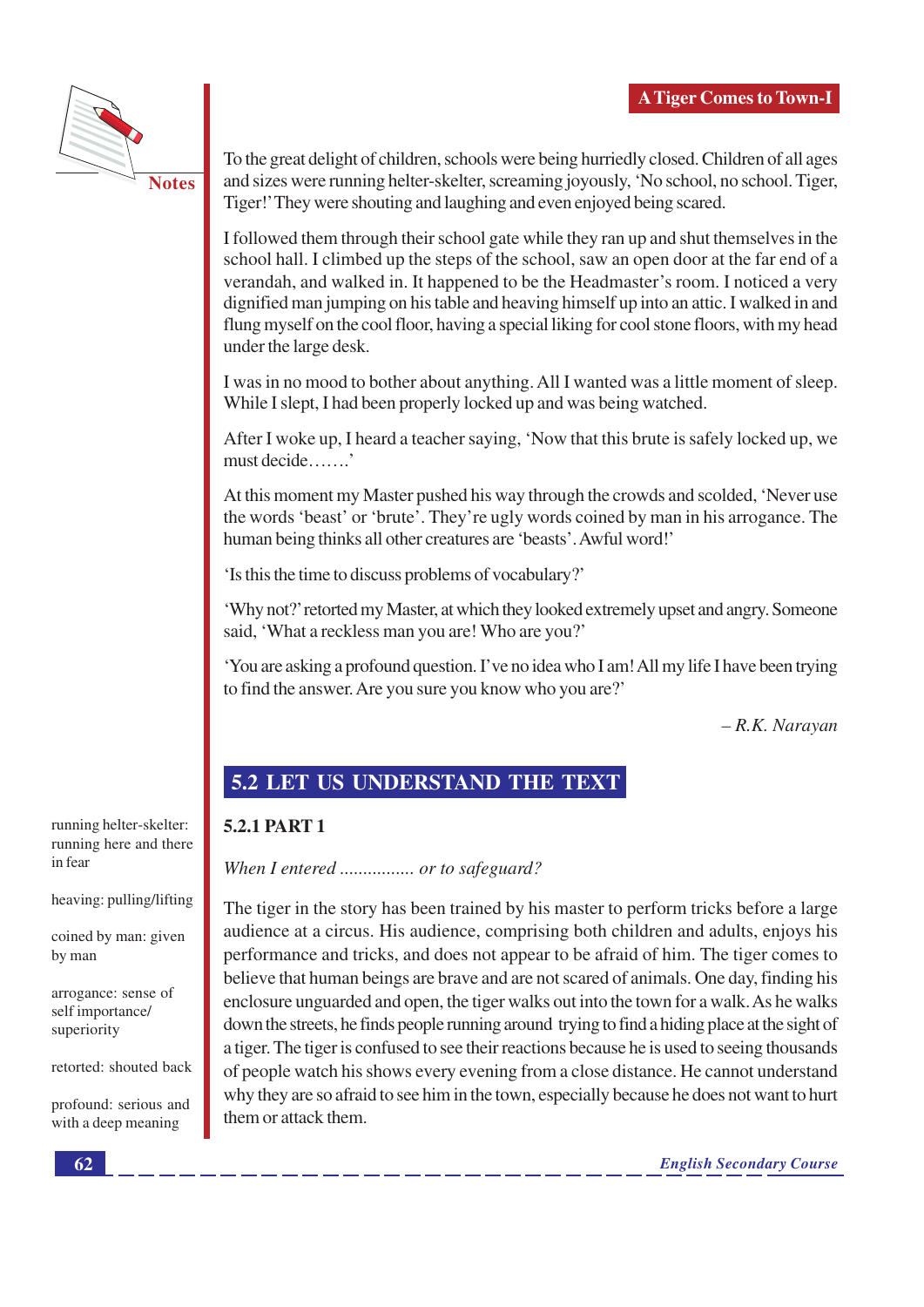To the great delight of children, schools were being hurriedly closed. Children of all ages and sizes were running helter-skelter, screaming joyously, 'No school, no school. Tiger, Tiger!' They were shouting and laughing and even enjoyed being scared.

I followed them through their school gate while they ran up and shut themselves in the school hall. I climbed up the steps of the school, saw an open door at the far end of a verandah, and walked in. It happened to be the Headmaster's room. I noticed a very dignified man jumping on his table and heaving himself up into an attic. I walked in and flung myself on the cool floor, having a special liking for cool stone floors, with my head under the large desk.

I was in no mood to bother about anything. All I wanted was a little moment of sleep. While I slept, I had been properly locked up and was being watched.

After I woke up, I heard a teacher saying, 'Now that this brute is safely locked up, we must decide…….'

At this moment my Master pushed his way through the crowds and scolded, 'Never use the words 'beast' or 'brute'. They're ugly words coined by man in his arrogance. The human being thinks all other creatures are 'beasts'. Awful word!'

'Is this the time to discuss problems of vocabulary?'

'Why not?' retorted my Master, at which they looked extremely upset and angry. Someone said, 'What a reckless man you are! Who are you?'

'You are asking a profound question. I've no idea who I am! All my life I have been trying to find the answer. Are you sure you know who you are?'

*– R.K. Narayan*

## 5.2 LET US UNDERSTAND THE TEXT

### 5.2.1 PART 1

*When I entered ................ or to safeguard?*

The tiger in the story has been trained by his master to perform tricks before a large audience at a circus. His audience, comprising both children and adults, enjoys his performance and tricks, and does not appear to be afraid of him. The tiger comes to believe that human beings are brave and are not scared of animals. One day, finding his enclosure unguarded and open, the tiger walks out into the town for a walk. As he walks down the streets, he finds people running around trying to find a hiding place at the sight of a tiger. The tiger is confused to see their reactions because he is used to seeing thousands of people watch his shows every evening from a close distance. He cannot understand why they are so afraid to see him in the town, especially because he does not want to hurt them or attack them.

running helter-skelter: running here and there in fear

heaving: pulling/lifting

coined by man: given by man

arrogance: sense of self importance/ superiority

retorted: shouted back

profound: serious and with a deep meaning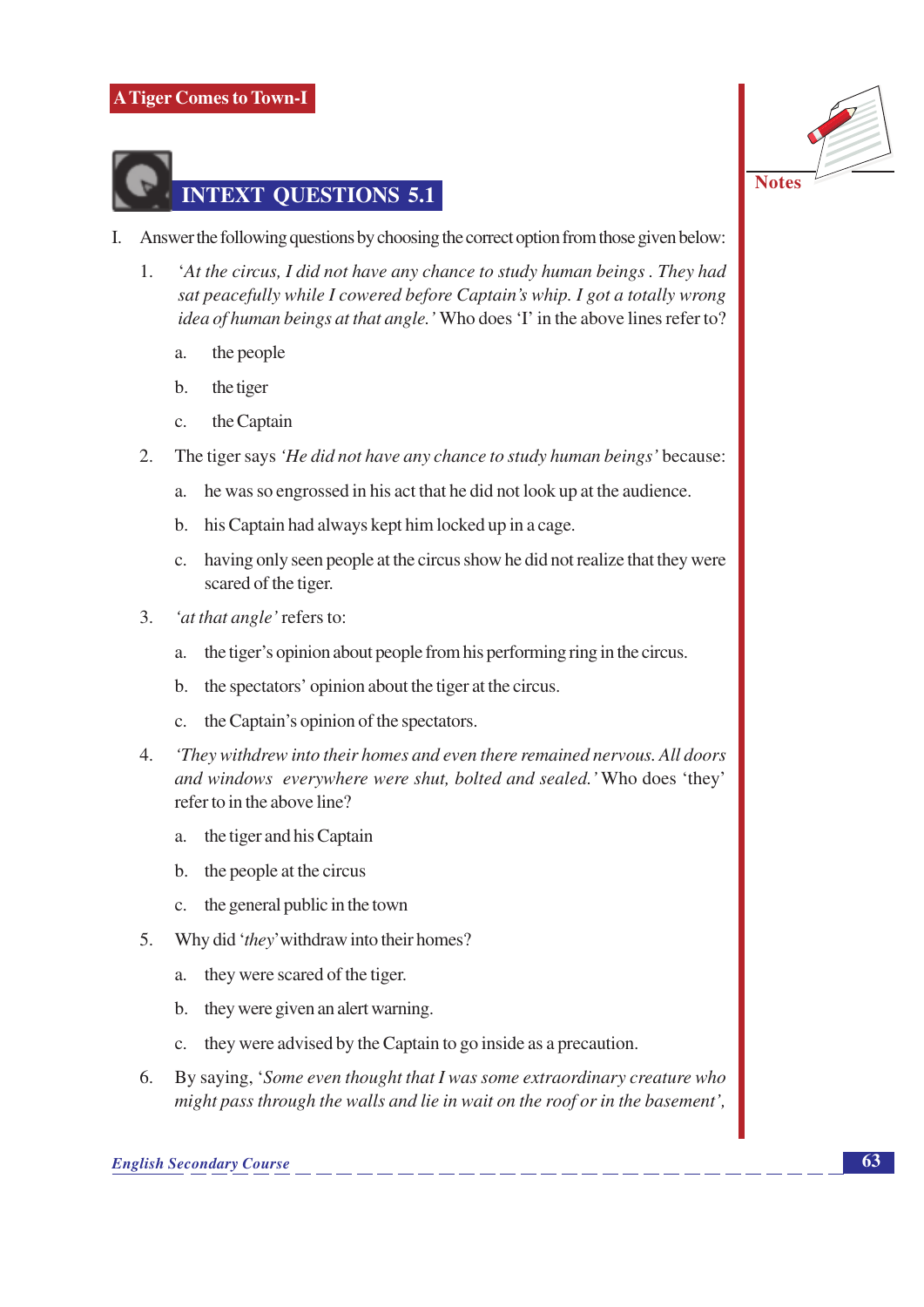## INTEXT QUESTIONS 5.1

I. Answer the following questions by choosing the correct option from those given below:

1. *'At the circus, I did not have any chance to study human beings . They had sat peacefully while I cowered before Captain's whip. I got a totally wrong idea of human beings at that angle.'* Who does 'I' in the above lines refer to?

   a. the people

   b. the tiger

   c. the Captain

2. The tiger says *'He did not have any chance to study human beings'* because:

   a. he was so engrossed in his act that he did not look up at the audience.

   b. his Captain had always kept him locked up in a cage.

   c. having only seen people at the circus show he did not realize that they were scared of the tiger.

3. *'at that angle'* refers to:

   a. the tiger's opinion about people from his performing ring in the circus.

   b. the spectators' opinion about the tiger at the circus.

   c. the Captain's opinion of the spectators.

4. *'They withdrew into their homes and even there remained nervous. All doors and windows everywhere were shut, bolted and sealed.'* Who does 'they' refer to in the above line?

   a. the tiger and his Captain

   b. the people at the circus

   c. the general public in the town

5. Why did '*they*' withdraw into their homes?

   a. they were scared of the tiger.

   b. they were given an alert warning.

   c. they were advised by the Captain to go inside as a precaution.

6. By saying, '*Some even thought that I was some extraordinary creature who might pass through the walls and lie in wait on the roof or in the basement'*,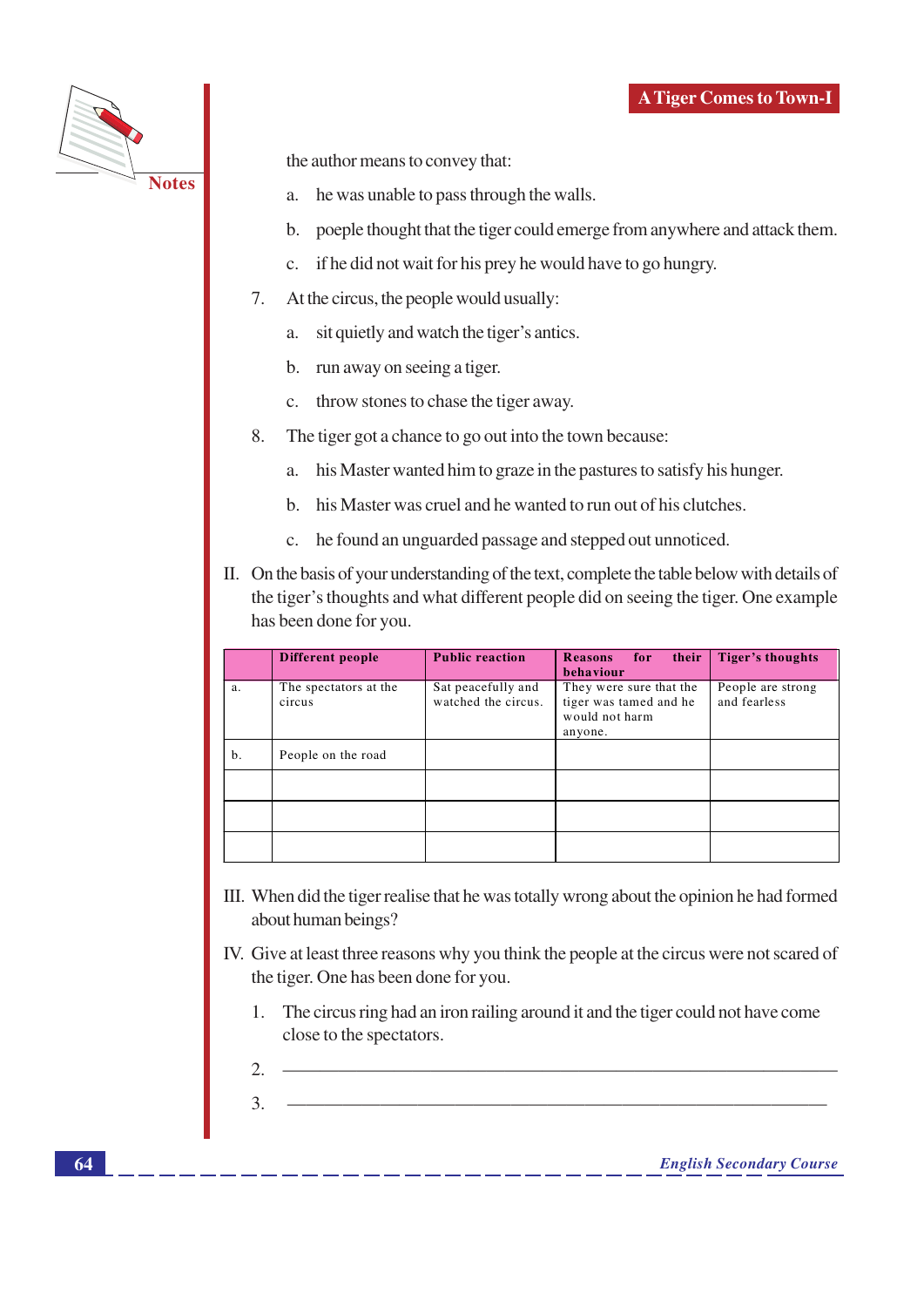the author means to convey that:

a. he was unable to pass through the walls.

b. poeple thought that the tiger could emerge from anywhere and attack them.

c. if he did not wait for his prey he would have to go hungry.

7. At the circus, the people would usually:

a. sit quietly and watch the tiger's antics.

b. run away on seeing a tiger.

c. throw stones to chase the tiger away.

8. The tiger got a chance to go out into the town because:

a. his Master wanted him to graze in the pastures to satisfy his hunger.

b. his Master was cruel and he wanted to run out of his clutches.

c. he found an unguarded passage and stepped out unnoticed.

II. On the basis of your understanding of the text, complete the table below with details of the tiger's thoughts and what different people did on seeing the tiger. One example has been done for you.

| | Different people | Public reaction | Reasons for their behaviour | Tiger's thoughts |
|---|---|---|---|---|
| a. | The spectators at the circus | Sat peacefully and watched the circus. | They were sure that the tiger was tamed and he would not harm anyone. | People are strong and fearless |
| b. | People on the road | | | |
| | | | | |
| | | | | |
| | | | | |

III. When did the tiger realise that he was totally wrong about the opinion he had formed about human beings?

IV. Give at least three reasons why you think the people at the circus were not scared of the tiger. One has been done for you.

1. The circus ring had an iron railing around it and the tiger could not have come close to the spectators.

2. \_\_\_\_\_\_\_\_\_\_\_\_\_\_\_\_\_\_\_\_\_\_\_\_\_\_\_\_\_\_\_\_\_\_\_\_\_\_\_\_\_\_\_\_\_\_\_\_\_\_\_\_\_\_\_\_

3. \_\_\_\_\_\_\_\_\_\_\_\_\_\_\_\_\_\_\_\_\_\_\_\_\_\_\_\_\_\_\_\_\_\_\_\_\_\_\_\_\_\_\_\_\_\_\_\_\_\_\_\_\_\_\_\_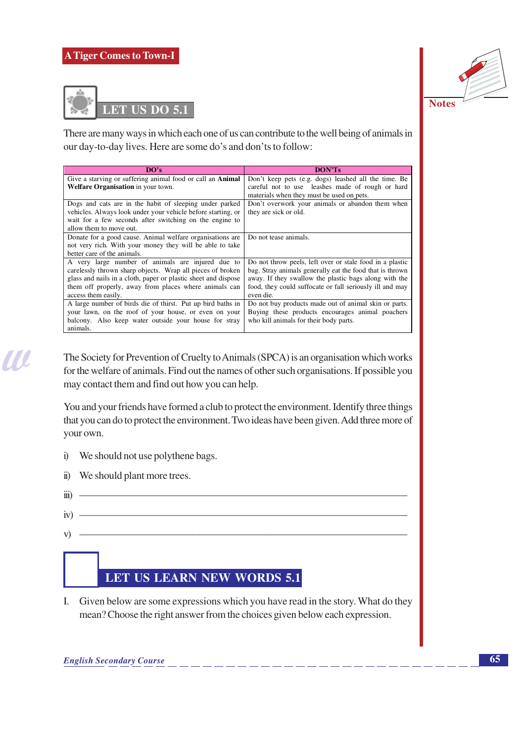## LET US DO 5.1

There are many ways in which each one of us can contribute to the well being of animals in our day-to-day lives. Here are some do's and don'ts to follow:

| DO's | DON'Ts |
|---|---|
| Give a starving or suffering animal food or call an **Animal Welfare Organisation** in your town. | Don't keep pets (e.g. dogs) leashed all the time. Be careful not to use leashes made of rough or hard materials when they must be used on pets. |
| Dogs and cats are in the habit of sleeping under parked vehicles. Always look under your vehicle before starting, or wait for a few seconds after switching on the engine to allow them to move out. | Don't overwork your animals or abandon them when they are sick or old. |
| Donate for a good cause. Animal welfare organisations are not very rich. With your money they will be able to take better care of the animals. | Do not tease animals. |
| A very large number of animals are injured due to carelessly thrown sharp objects. Wrap all pieces of broken glass and nails in a cloth, paper or plastic sheet and dispose them off properly, away from places where animals can access them easily. | Do not throw peels, left over or stale food in a plastic bag. Stray animals generally eat the food that is thrown away. If they swallow the plastic bags along with the food, they could suffocate or fall seriously ill and may even die. |
| A large number of birds die of thirst. Put up bird baths in your lawn, on the roof of your house, or even on your balcony. Also keep water outside your house for stray animals. | Do not buy products made out of animal skin or parts. Buying these products encourages animal poachers who kill animals for their body parts. |

The Society for Prevention of Cruelty to Animals (SPCA) is an organisation which works for the welfare of animals. Find out the names of other such organisations. If possible you may contact them and find out how you can help.

You and your friends have formed a club to protect the environment. Identify three things that you can do to protect the environment. Two ideas have been given. Add three more of your own.

i) We should not use polythene bags.

ii) We should plant more trees.

iii) ____________________________________________

iv) ____________________________________________

v) ____________________________________________

## LET US LEARN NEW WORDS 5.1

I. Given below are some expressions which you have read in the story. What do they mean? Choose the right answer from the choices given below each expression.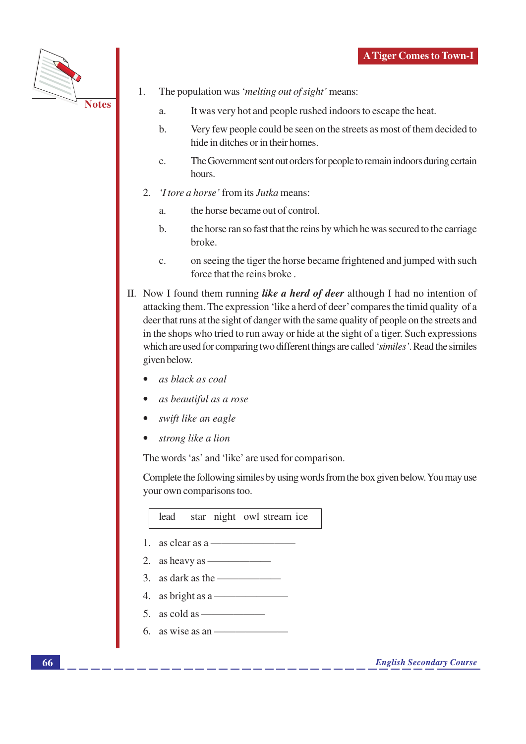1. The population was '*melting out of sight'* means:

   a. It was very hot and people rushed indoors to escape the heat.

   b. Very few people could be seen on the streets as most of them decided to hide in ditches or in their homes.

   c. The Government sent out orders for people to remain indoors during certain hours.

2. *'I tore a horse'* from its *Jutka* means:

   a. the horse became out of control.

   b. the horse ran so fast that the reins by which he was secured to the carriage broke.

   c. on seeing the tiger the horse became frightened and jumped with such force that the reins broke .

II. Now I found them running ***like a herd of deer*** although I had no intention of attacking them. The expression 'like a herd of deer' compares the timid quality of a deer that runs at the sight of danger with the same quality of people on the streets and in the shops who tried to run away or hide at the sight of a tiger. Such expressions which are used for comparing two different things are called *'similes'*. Read the similes given below.

- *as black as coal*
- *as beautiful as a rose*
- *swift like an eagle*
- *strong like a lion*

The words 'as' and 'like' are used for comparison.

Complete the following similes by using words from the box given below. You may use your own comparisons too.

| lead star night owl stream ice |
|---|

1. as clear as a ——————
2. as heavy as ——————
3. as dark as the ——————
4. as bright as a ——————
5. as cold as ——————
6. as wise as an ——————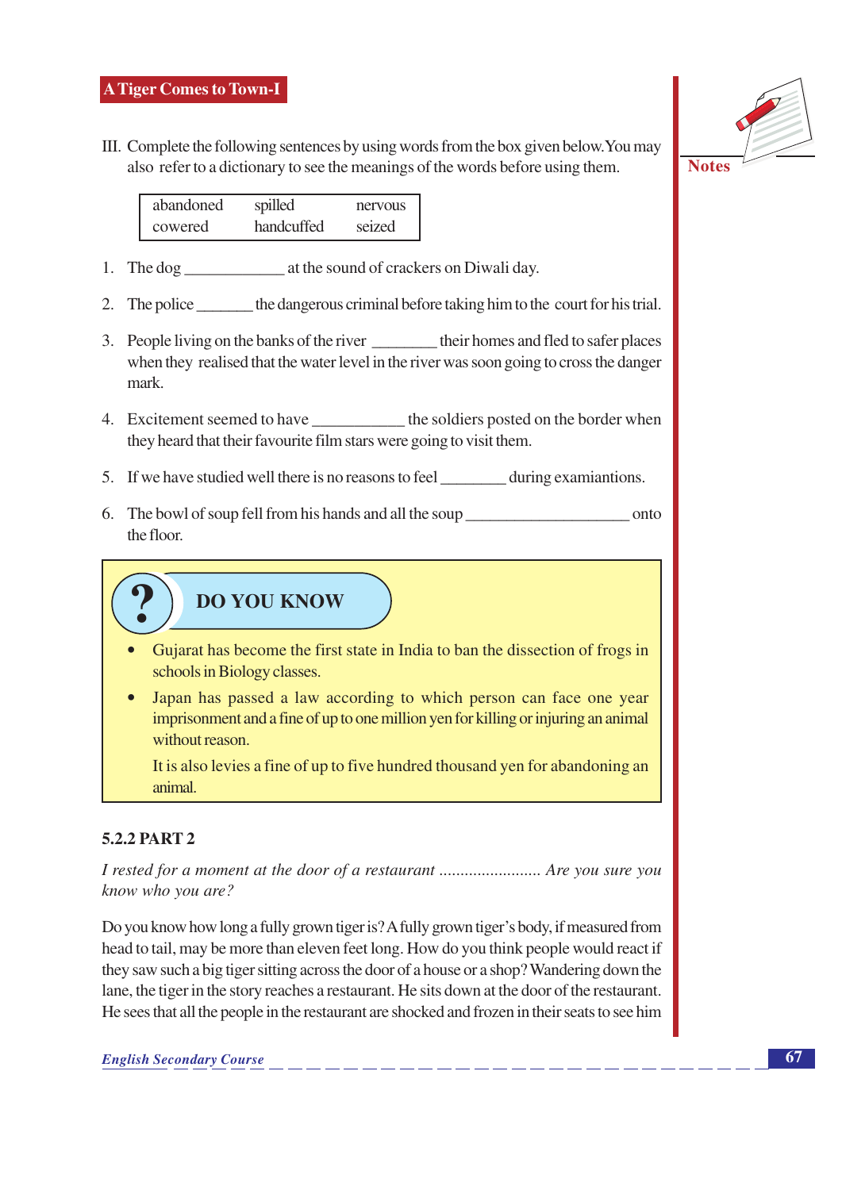III. Complete the following sentences by using words from the box given below. You may also refer to a dictionary to see the meanings of the words before using them.

| abandoned | spilled | nervous |
|---|---|---|
| cowered | handcuffed | seized |

1. The dog ____________ at the sound of crackers on Diwali day.

2. The police _______ the dangerous criminal before taking him to the court for his trial.

3. People living on the banks of the river ________ their homes and fled to safer places when they realised that the water level in the river was soon going to cross the danger mark.

4. Excitement seemed to have ___________ the soldiers posted on the border when they heard that their favourite film stars were going to visit them.

5. If we have studied well there is no reasons to feel ________ during examiantions.

6. The bowl of soup fell from his hands and all the soup ___________________ onto the floor.

> **DO YOU KNOW**
>
> - Gujarat has become the first state in India to ban the dissection of frogs in schools in Biology classes.
> - Japan has passed a law according to which person can face one year imprisonment and a fine of up to one million yen for killing or injuring an animal without reason.
>
>   It is also levies a fine of up to five hundred thousand yen for abandoning an animal.

### 5.2.2 PART 2

*I rested for a moment at the door of a restaurant ....................... Are you sure you know who you are?*

Do you know how long a fully grown tiger is? A fully grown tiger's body, if measured from head to tail, may be more than eleven feet long. How do you think people would react if they saw such a big tiger sitting across the door of a house or a shop? Wandering down the lane, the tiger in the story reaches a restaurant. He sits down at the door of the restaurant. He sees that all the people in the restaurant are shocked and frozen in their seats to see him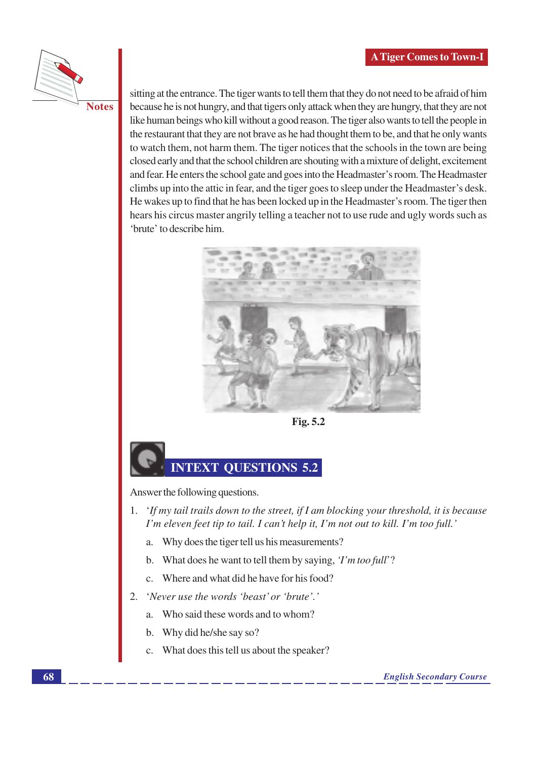sitting at the entrance. The tiger wants to tell them that they do not need to be afraid of him because he is not hungry, and that tigers only attack when they are hungry, that they are not like human beings who kill without a good reason. The tiger also wants to tell the people in the restaurant that they are not brave as he had thought them to be, and that he only wants to watch them, not harm them. The tiger notices that the schools in the town are being closed early and that the school children are shouting with a mixture of delight, excitement and fear. He enters the school gate and goes into the Headmaster's room. The Headmaster climbs up into the attic in fear, and the tiger goes to sleep under the Headmaster's desk. He wakes up to find that he has been locked up in the Headmaster's room. The tiger then hears his circus master angrily telling a teacher not to use rude and ugly words such as 'brute' to describe him.

**Fig. 5.2**

## INTEXT QUESTIONS 5.2

Answer the following questions.

1. *'If my tail trails down to the street, if I am blocking your threshold, it is because I'm eleven feet tip to tail. I can't help it, I'm not out to kill. I'm too full.'*

   a. Why does the tiger tell us his measurements?

   b. What does he want to tell them by saying, *'I'm too full'*?

   c. Where and what did he have for his food?

2. *'Never use the words 'beast' or 'brute'.'*

   a. Who said these words and to whom?

   b. Why did he/she say so?

   c. What does this tell us about the speaker?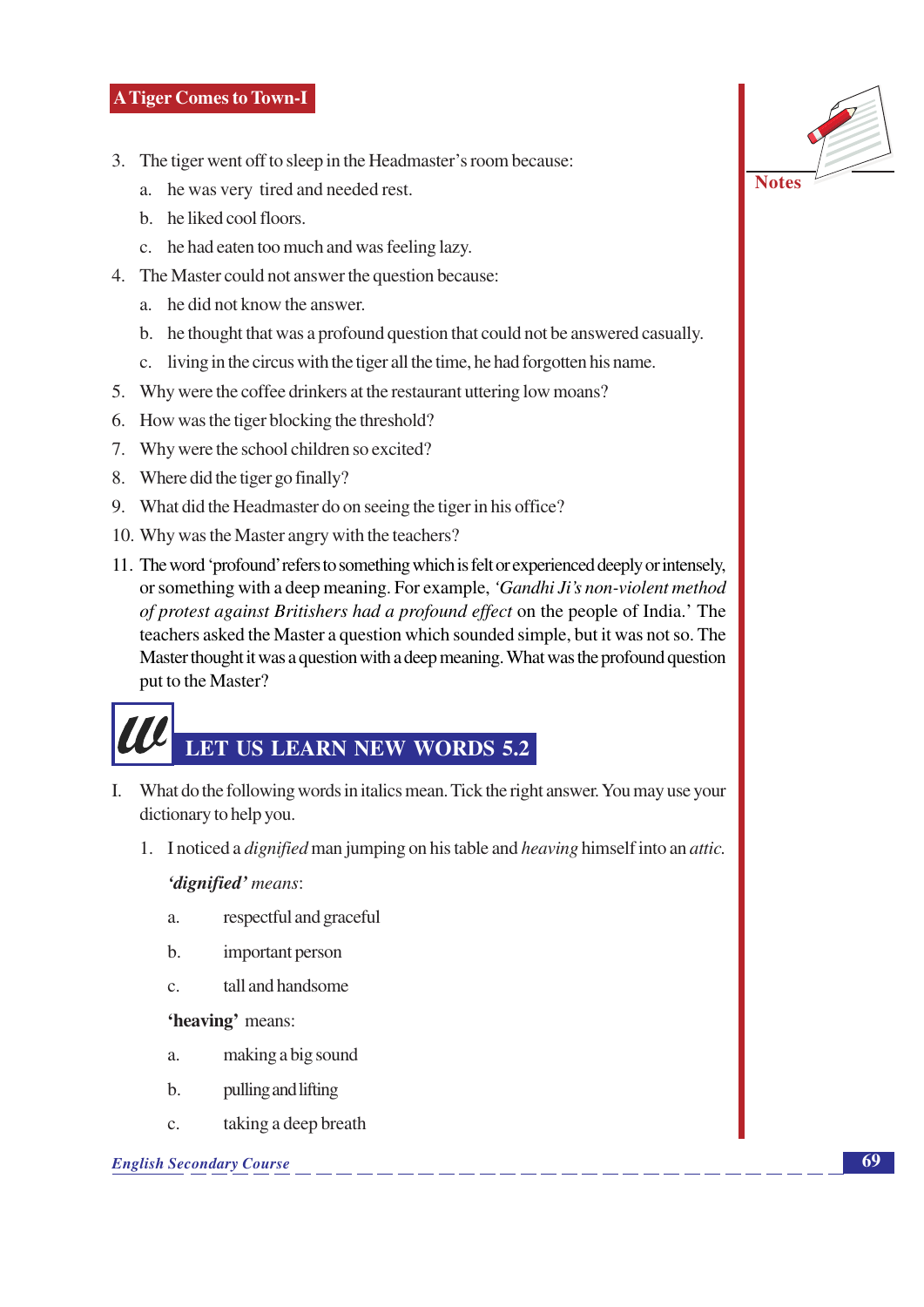3. The tiger went off to sleep in the Headmaster's room because:
   a. he was very tired and needed rest.
   b. he liked cool floors.
   c. he had eaten too much and was feeling lazy.
4. The Master could not answer the question because:
   a. he did not know the answer.
   b. he thought that was a profound question that could not be answered casually.
   c. living in the circus with the tiger all the time, he had forgotten his name.
5. Why were the coffee drinkers at the restaurant uttering low moans?
6. How was the tiger blocking the threshold?
7. Why were the school children so excited?
8. Where did the tiger go finally?
9. What did the Headmaster do on seeing the tiger in his office?
10. Why was the Master angry with the teachers?
11. The word 'profound' refers to something which is felt or experienced deeply or intensely, or something with a deep meaning. For example, *'Gandhi Ji's non-violent method of protest against Britishers had a profound effect* on the people of India.' The teachers asked the Master a question which sounded simple, but it was not so. The Master thought it was a question with a deep meaning. What was the profound question put to the Master?

## LET US LEARN NEW WORDS 5.2

I. What do the following words in italics mean. Tick the right answer. You may use your dictionary to help you.

1. I noticed a *dignified* man jumping on his table and *heaving* himself into an *attic.*

   ***'dignified'*** *means*:

   a. respectful and graceful

   b. important person

   c. tall and handsome

   **'heaving'** means:

   a. making a big sound

   b. pulling and lifting

   c. taking a deep breath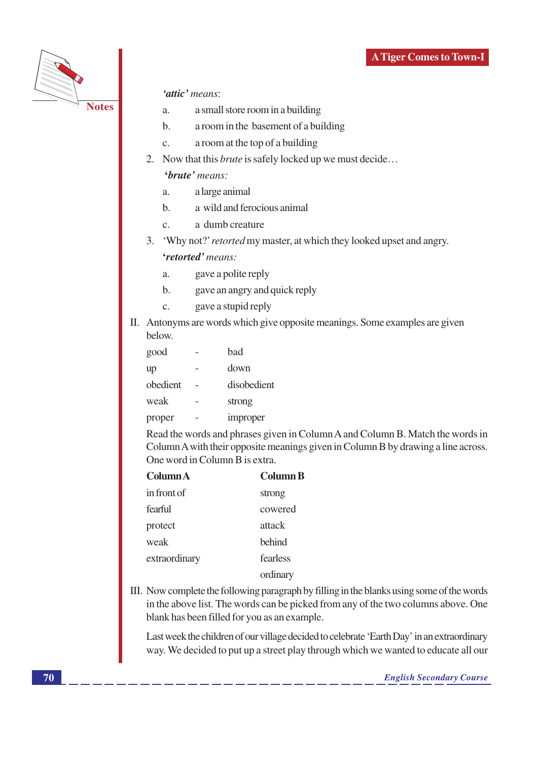*'attic' means*:

a. a small store room in a building

b. a room in the basement of a building

c. a room at the top of a building

2. Now that this *brute* is safely locked up we must decide…

   ***'brute'*** *means:*

   a. a large animal

   b. a wild and ferocious animal

   c. a dumb creature

3. 'Why not?' *retorted* my master, at which they looked upset and angry.

   ***'retorted'*** *means:*

   a. gave a polite reply

   b. gave an angry and quick reply

   c. gave a stupid reply

II. Antonyms are words which give opposite meanings. Some examples are given below.

good - bad

up - down

obedient - disobedient

weak - strong

proper - improper

Read the words and phrases given in Column A and Column B. Match the words in Column A with their opposite meanings given in Column B by drawing a line across. One word in Column B is extra.

| **Column A** | **Column B** |
|---|---|
| in front of | strong |
| fearful | cowered |
| protect | attack |
| weak | behind |
| extraordinary | fearless |
| | ordinary |

III. Now complete the following paragraph by filling in the blanks using some of the words in the above list. The words can be picked from any of the two columns above. One blank has been filled for you as an example.

Last week the children of our village decided to celebrate 'Earth Day' in an extraordinary way. We decided to put up a street play through which we wanted to educate all our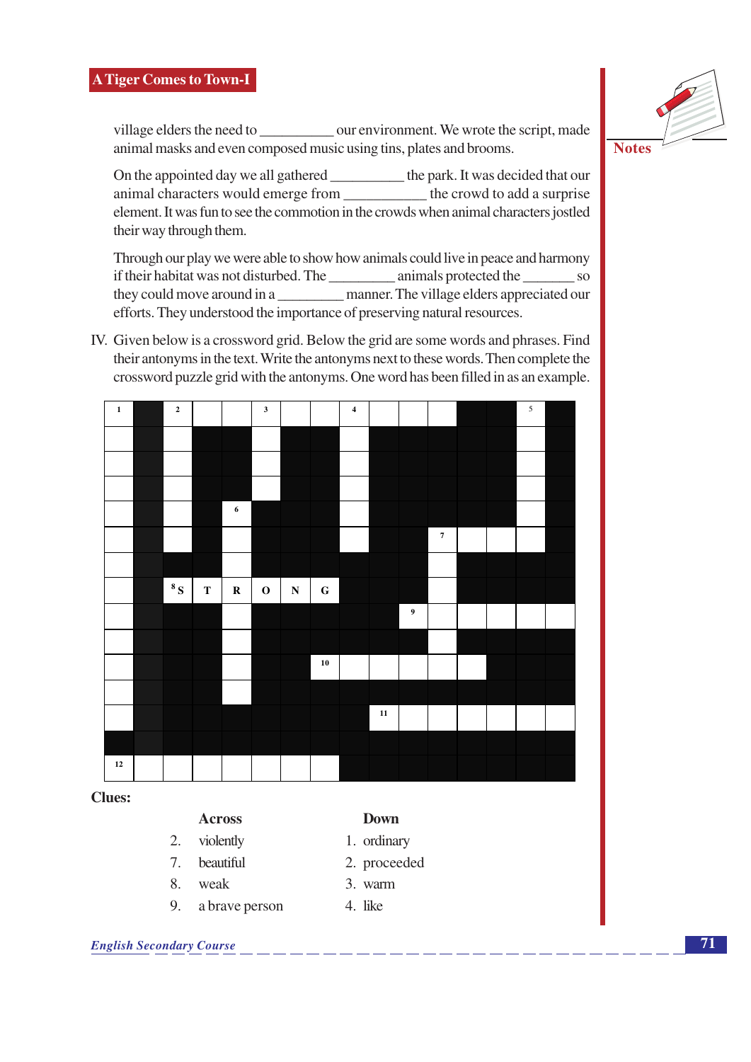village elders the need to __________ our environment. We wrote the script, made animal masks and even composed music using tins, plates and brooms.

On the appointed day we all gathered __________ the park. It was decided that our animal characters would emerge from ___________ the crowd to add a surprise element. It was fun to see the commotion in the crowds when animal characters jostled their way through them.

Through our play we were able to show how animals could live in peace and harmony if their habitat was not disturbed. The _________ animals protected the _______ so they could move around in a _________ manner. The village elders appreciated our efforts. They understood the importance of preserving natural resources.

IV. Given below is a crossword grid. Below the grid are some words and phrases. Find their antonyms in the text. Write the antonyms next to these words. Then complete the crossword puzzle grid with the antonyms. One word has been filled in as an example.

8 Across: S T R O N G

**Clues:**

| Across | | Down | |
|---|---|---|---|
| 2. | violently | 1. | ordinary |
| 7. | beautiful | 2. | proceeded |
| 8. | weak | 3. | warm |
| 9. | a brave person | 4. | like |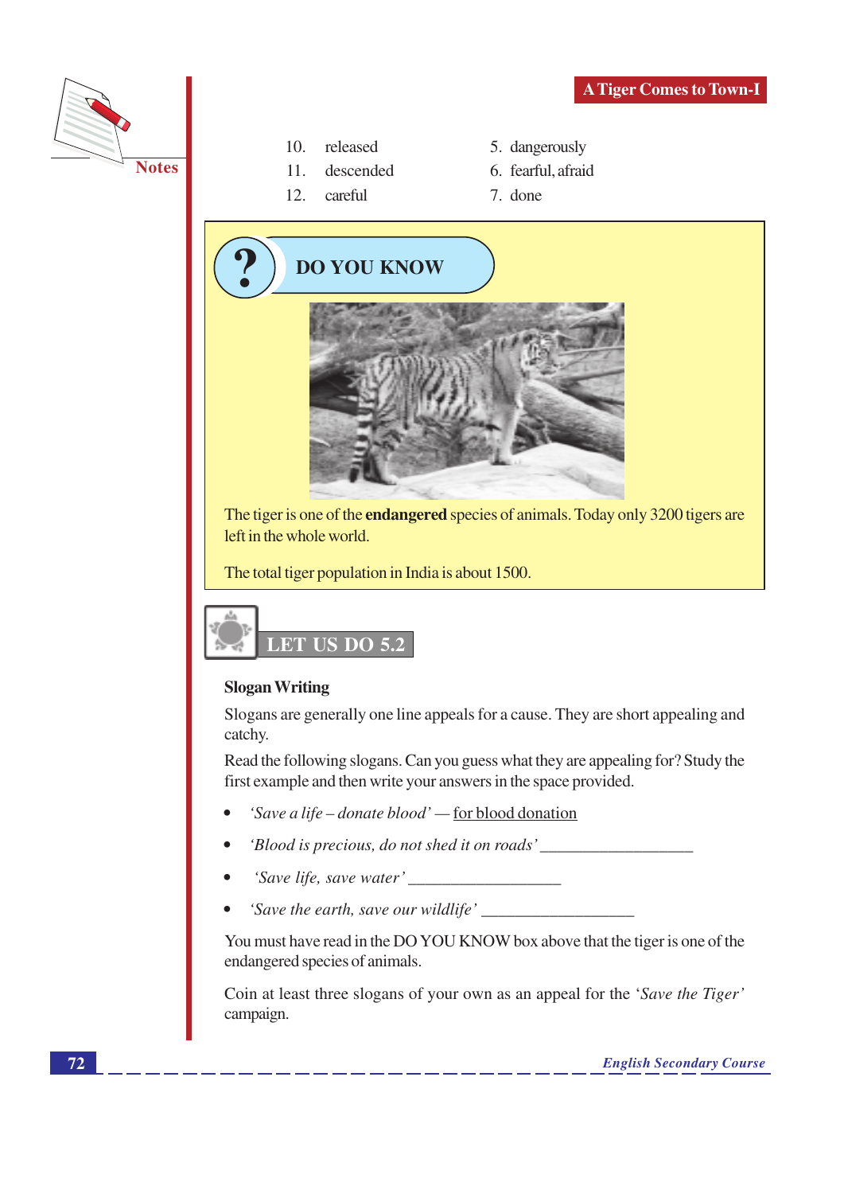10. released
11. descended
12. careful

5. dangerously
6. fearful, afraid
7. done

## DO YOU KNOW

The tiger is one of the **endangered** species of animals. Today only 3200 tigers are left in the whole world.

The total tiger population in India is about 1500.

## LET US DO 5.2

**Slogan Writing**

Slogans are generally one line appeals for a cause. They are short appealing and catchy.

Read the following slogans. Can you guess what they are appealing for? Study the first example and then write your answers in the space provided.

- *'Save a life – donate blood'* — <u>for blood donation</u>
- *'Blood is precious, do not shed it on roads'* __________________
- *'Save life, save water'* __________________
- *'Save the earth, save our wildlife'* __________________

You must have read in the DO YOU KNOW box above that the tiger is one of the endangered species of animals.

Coin at least three slogans of your own as an appeal for the *'Save the Tiger'* campaign.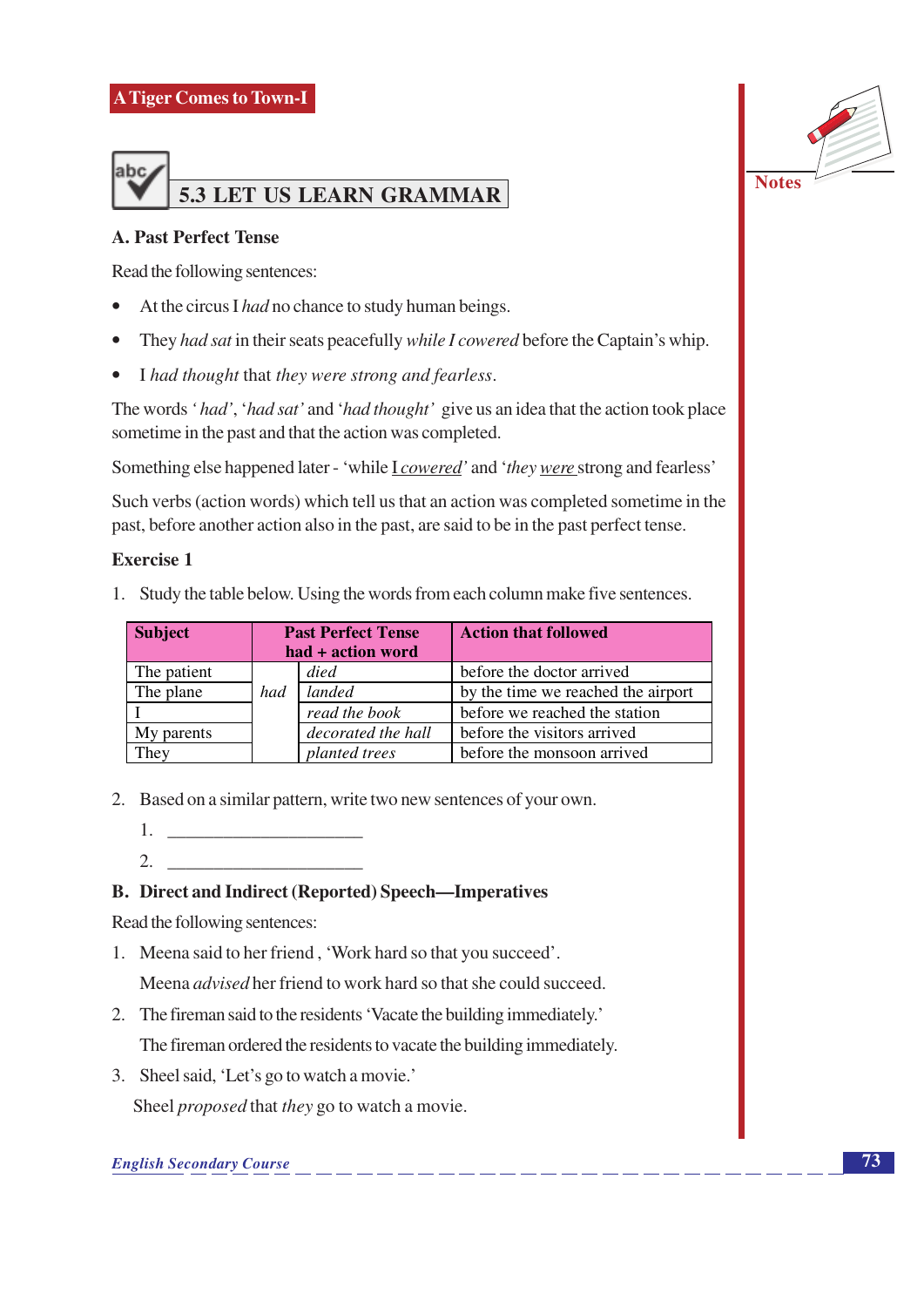## 5.3 LET US LEARN GRAMMAR

### A. Past Perfect Tense

Read the following sentences:

- At the circus I *had* no chance to study human beings.
- They *had sat* in their seats peacefully *while I cowered* before the Captain's whip.
- I *had thought* that *they were strong and fearless*.

The words *' had'*, '*had sat'* and '*had thought'* give us an idea that the action took place sometime in the past and that the action was completed.

Something else happened later - 'while I *cowered'* and '*they were* strong and fearless'

Such verbs (action words) which tell us that an action was completed sometime in the past, before another action also in the past, are said to be in the past perfect tense.

**Exercise 1**

1. Study the table below. Using the words from each column make five sentences.

| Subject | Past Perfect Tense had + action word | | Action that followed |
|---|---|---|---|
| The patient | *had* | *died* | before the doctor arrived |
| The plane | | *landed* | by the time we reached the airport |
| I | | *read the book* | before we reached the station |
| My parents | | *decorated the hall* | before the visitors arrived |
| They | | *planted trees* | before the monsoon arrived |

2. Based on a similar pattern, write two new sentences of your own.

   1. ______________________
   2. ______________________

### B. Direct and Indirect (Reported) Speech—Imperatives

Read the following sentences:

1. Meena said to her friend , 'Work hard so that you succeed'.

   Meena *advised* her friend to work hard so that she could succeed.

2. The fireman said to the residents 'Vacate the building immediately.'

   The fireman ordered the residents to vacate the building immediately.

3. Sheel said, 'Let's go to watch a movie.'

   Sheel *proposed* that *they* go to watch a movie.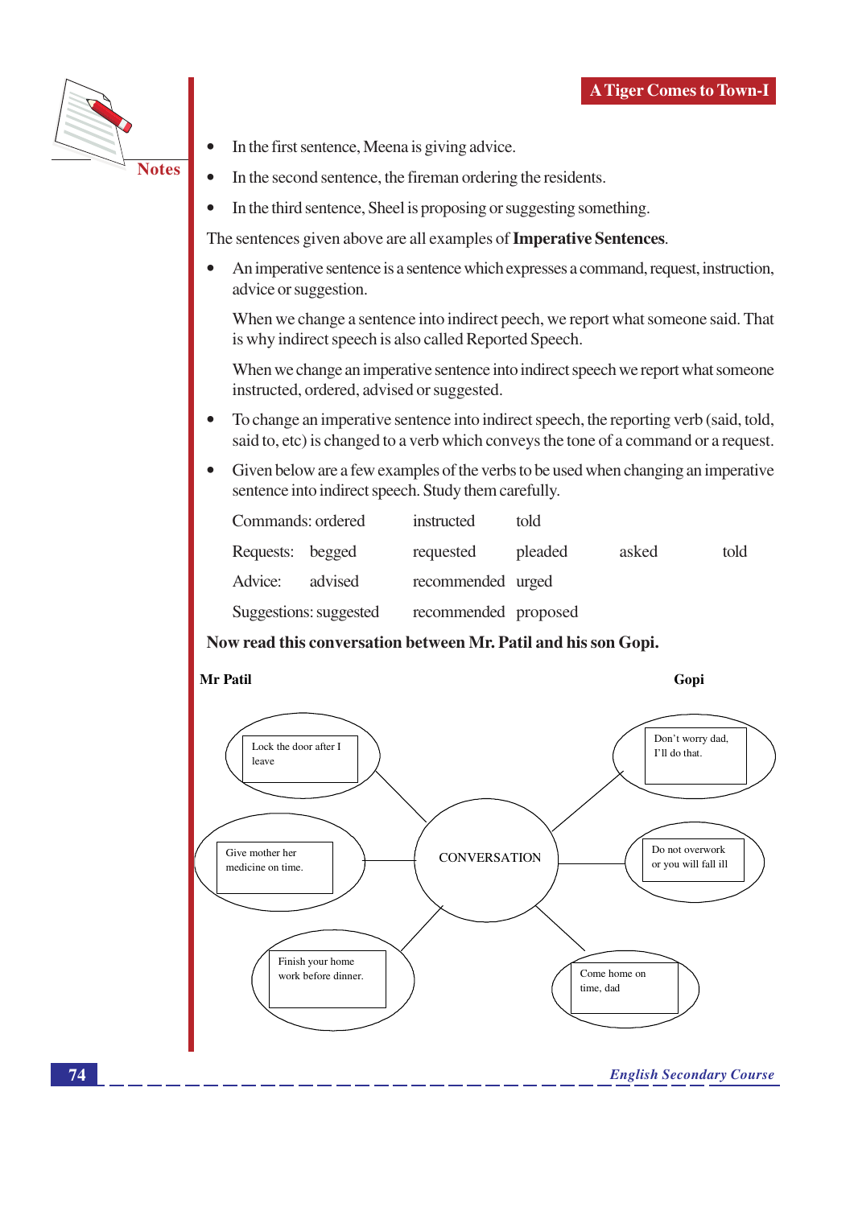- In the first sentence, Meena is giving advice.
- In the second sentence, the fireman ordering the residents.
- In the third sentence, Sheel is proposing or suggesting something.

The sentences given above are all examples of **Imperative Sentences**.

- An imperative sentence is a sentence which expresses a command, request, instruction, advice or suggestion.

  When we change a sentence into indirect peech, we report what someone said. That is why indirect speech is also called Reported Speech.

  When we change an imperative sentence into indirect speech we report what someone instructed, ordered, advised or suggested.

- To change an imperative sentence into indirect speech, the reporting verb (said, told, said to, etc) is changed to a verb which conveys the tone of a command or a request.
- Given below are a few examples of the verbs to be used when changing an imperative sentence into indirect speech. Study them carefully.

| | | | | | |
|---|---|---|---|---|---|
| Commands: | ordered | instructed | told | | |
| Requests: | begged | requested | pleaded | asked | told |
| Advice: | advised | recommended | urged | | |
| Suggestions: | suggested | recommended | proposed | | |

**Now read this conversation between Mr. Patil and his son Gopi.**

**Mr Patil**

- Lock the door after I leave
- Give mother her medicine on time.
- Finish your home work before dinner.

**Gopi**

- Don't worry dad, I'll do that.
- Do not overwork or you will fall ill
- Come home on time, dad

CONVERSATION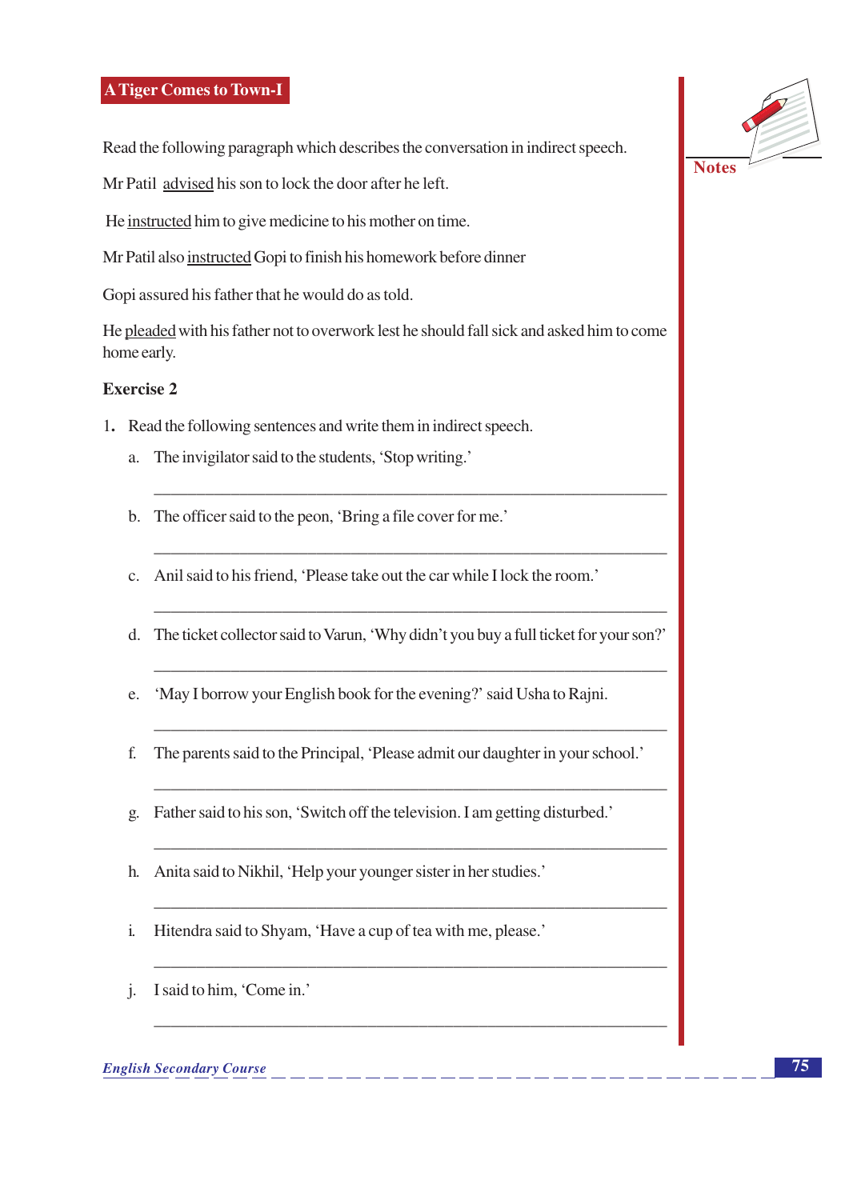## A Tiger Comes to Town-I

Read the following paragraph which describes the conversation in indirect speech.

Mr Patil <u>advised</u> his son to lock the door after he left.

He <u>instructed</u> him to give medicine to his mother on time.

Mr Patil also <u>instructed</u> Gopi to finish his homework before dinner

Gopi assured his father that he would do as told.

He <u>pleaded</u> with his father not to overwork lest he should fall sick and asked him to come home early.

**Exercise 2**

1. Read the following sentences and write them in indirect speech.

   a. The invigilator said to the students, 'Stop writing.'

   \_\_\_\_\_\_\_\_\_\_\_\_\_\_\_\_\_\_\_\_\_\_\_\_\_\_\_\_\_\_\_\_\_\_\_\_\_\_\_\_\_\_\_\_\_\_\_\_\_\_\_\_\_\_

   b. The officer said to the peon, 'Bring a file cover for me.'

   \_\_\_\_\_\_\_\_\_\_\_\_\_\_\_\_\_\_\_\_\_\_\_\_\_\_\_\_\_\_\_\_\_\_\_\_\_\_\_\_\_\_\_\_\_\_\_\_\_\_\_\_\_\_

   c. Anil said to his friend, 'Please take out the car while I lock the room.'

   \_\_\_\_\_\_\_\_\_\_\_\_\_\_\_\_\_\_\_\_\_\_\_\_\_\_\_\_\_\_\_\_\_\_\_\_\_\_\_\_\_\_\_\_\_\_\_\_\_\_\_\_\_\_

   d. The ticket collector said to Varun, 'Why didn't you buy a full ticket for your son?'

   \_\_\_\_\_\_\_\_\_\_\_\_\_\_\_\_\_\_\_\_\_\_\_\_\_\_\_\_\_\_\_\_\_\_\_\_\_\_\_\_\_\_\_\_\_\_\_\_\_\_\_\_\_\_

   e. 'May I borrow your English book for the evening?' said Usha to Rajni.

   \_\_\_\_\_\_\_\_\_\_\_\_\_\_\_\_\_\_\_\_\_\_\_\_\_\_\_\_\_\_\_\_\_\_\_\_\_\_\_\_\_\_\_\_\_\_\_\_\_\_\_\_\_\_

   f. The parents said to the Principal, 'Please admit our daughter in your school.'

   \_\_\_\_\_\_\_\_\_\_\_\_\_\_\_\_\_\_\_\_\_\_\_\_\_\_\_\_\_\_\_\_\_\_\_\_\_\_\_\_\_\_\_\_\_\_\_\_\_\_\_\_\_\_

   g. Father said to his son, 'Switch off the television. I am getting disturbed.'

   \_\_\_\_\_\_\_\_\_\_\_\_\_\_\_\_\_\_\_\_\_\_\_\_\_\_\_\_\_\_\_\_\_\_\_\_\_\_\_\_\_\_\_\_\_\_\_\_\_\_\_\_\_\_

   h. Anita said to Nikhil, 'Help your younger sister in her studies.'

   \_\_\_\_\_\_\_\_\_\_\_\_\_\_\_\_\_\_\_\_\_\_\_\_\_\_\_\_\_\_\_\_\_\_\_\_\_\_\_\_\_\_\_\_\_\_\_\_\_\_\_\_\_\_

   i. Hitendra said to Shyam, 'Have a cup of tea with me, please.'

   \_\_\_\_\_\_\_\_\_\_\_\_\_\_\_\_\_\_\_\_\_\_\_\_\_\_\_\_\_\_\_\_\_\_\_\_\_\_\_\_\_\_\_\_\_\_\_\_\_\_\_\_\_\_

   j. I said to him, 'Come in.'

   \_\_\_\_\_\_\_\_\_\_\_\_\_\_\_\_\_\_\_\_\_\_\_\_\_\_\_\_\_\_\_\_\_\_\_\_\_\_\_\_\_\_\_\_\_\_\_\_\_\_\_\_\_\_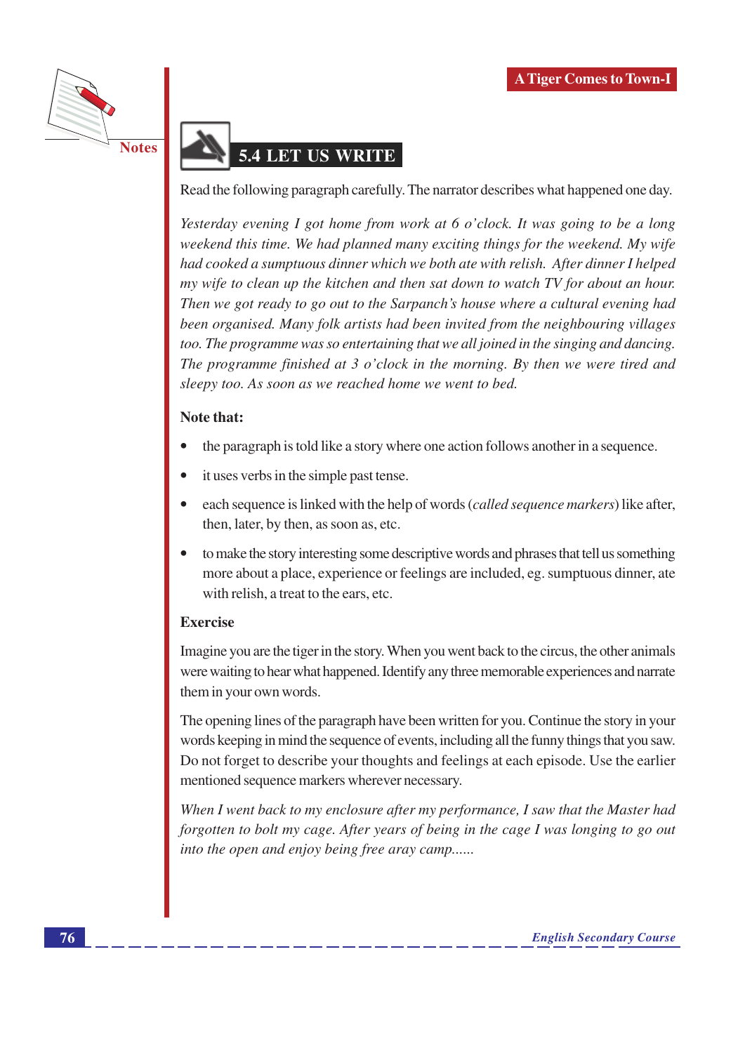## 5.4 LET US WRITE

Read the following paragraph carefully. The narrator describes what happened one day.

*Yesterday evening I got home from work at 6 o'clock. It was going to be a long weekend this time. We had planned many exciting things for the weekend. My wife had cooked a sumptuous dinner which we both ate with relish. After dinner I helped my wife to clean up the kitchen and then sat down to watch TV for about an hour. Then we got ready to go out to the Sarpanch's house where a cultural evening had been organised. Many folk artists had been invited from the neighbouring villages too. The programme was so entertaining that we all joined in the singing and dancing. The programme finished at 3 o'clock in the morning. By then we were tired and sleepy too. As soon as we reached home we went to bed.*

**Note that:**

- the paragraph is told like a story where one action follows another in a sequence.
- it uses verbs in the simple past tense.
- each sequence is linked with the help of words (*called sequence markers*) like after, then, later, by then, as soon as, etc.
- to make the story interesting some descriptive words and phrases that tell us something more about a place, experience or feelings are included, eg. sumptuous dinner, ate with relish, a treat to the ears, etc.

**Exercise**

Imagine you are the tiger in the story. When you went back to the circus, the other animals were waiting to hear what happened. Identify any three memorable experiences and narrate them in your own words.

The opening lines of the paragraph have been written for you. Continue the story in your words keeping in mind the sequence of events, including all the funny things that you saw. Do not forget to describe your thoughts and feelings at each episode. Use the earlier mentioned sequence markers wherever necessary.

*When I went back to my enclosure after my performance, I saw that the Master had forgotten to bolt my cage. After years of being in the cage I was longing to go out into the open and enjoy being free aray camp......*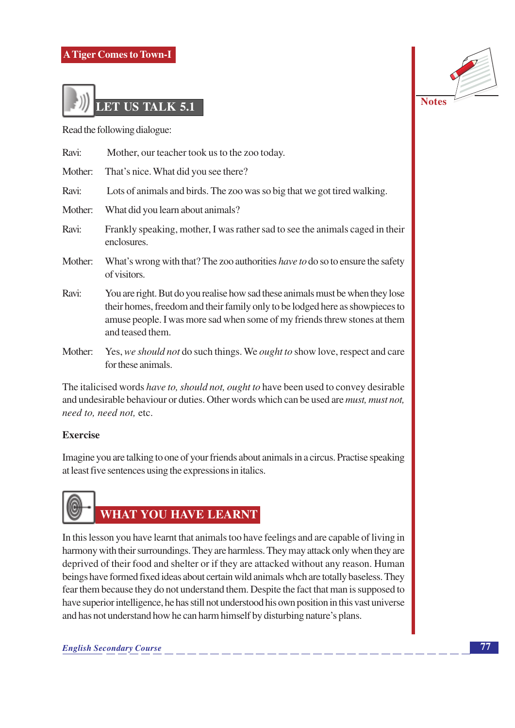## LET US TALK 5.1

Read the following dialogue:

Ravi: Mother, our teacher took us to the zoo today.

Mother: That's nice. What did you see there?

Ravi: Lots of animals and birds. The zoo was so big that we got tired walking.

Mother: What did you learn about animals?

Ravi: Frankly speaking, mother, I was rather sad to see the animals caged in their enclosures.

Mother: What's wrong with that? The zoo authorities *have to* do so to ensure the safety of visitors.

Ravi: You are right. But do you realise how sad these animals must be when they lose their homes, freedom and their family only to be lodged here as showpieces to amuse people. I was more sad when some of my friends threw stones at them and teased them.

Mother: Yes, *we should not* do such things. We *ought to* show love, respect and care for these animals.

The italicised words *have to, should not, ought to* have been used to convey desirable and undesirable behaviour or duties. Other words which can be used are *must, must not, need to, need not,* etc.

**Exercise**

Imagine you are talking to one of your friends about animals in a circus. Practise speaking at least five sentences using the expressions in italics.

## WHAT YOU HAVE LEARNT

In this lesson you have learnt that animals too have feelings and are capable of living in harmony with their surroundings. They are harmless. They may attack only when they are deprived of their food and shelter or if they are attacked without any reason. Human beings have formed fixed ideas about certain wild animals whch are totally baseless. They fear them because they do not understand them. Despite the fact that man is supposed to have superior intelligence, he has still not understood his own position in this vast universe and has not understand how he can harm himself by disturbing nature's plans.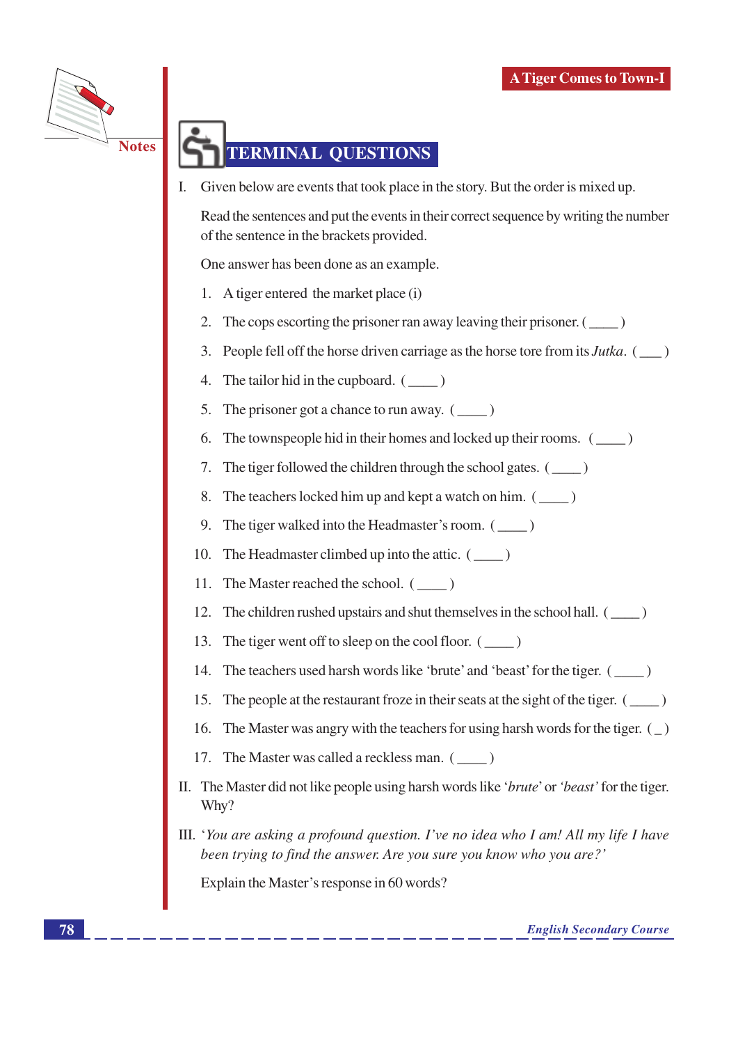## TERMINAL QUESTIONS

I. Given below are events that took place in the story. But the order is mixed up.

Read the sentences and put the events in their correct sequence by writing the number of the sentence in the brackets provided.

One answer has been done as an example.

1. A tiger entered the market place (i)
2. The cops escorting the prisoner ran away leaving their prisoner. ( ____ )
3. People fell off the horse driven carriage as the horse tore from its *Jutka*. ( ___ )
4. The tailor hid in the cupboard. ( ____ )
5. The prisoner got a chance to run away. ( ____ )
6. The townspeople hid in their homes and locked up their rooms. ( ____ )
7. The tiger followed the children through the school gates. ( ____ )
8. The teachers locked him up and kept a watch on him. ( ____ )
9. The tiger walked into the Headmaster's room. ( ____ )
10. The Headmaster climbed up into the attic. ( ____ )
11. The Master reached the school. ( ____ )
12. The children rushed upstairs and shut themselves in the school hall. ( ____ )
13. The tiger went off to sleep on the cool floor. ( ____ )
14. The teachers used harsh words like 'brute' and 'beast' for the tiger. ( ____ )
15. The people at the restaurant froze in their seats at the sight of the tiger. ( ____ )
16. The Master was angry with the teachers for using harsh words for the tiger. ( _ )
17. The Master was called a reckless man. ( ____ )

II. The Master did not like people using harsh words like '*brute*' or '*beast*' for the tiger. Why?

III. '*You are asking a profound question. I've no idea who I am! All my life I have been trying to find the answer. Are you sure you know who you are?*'

Explain the Master's response in 60 words?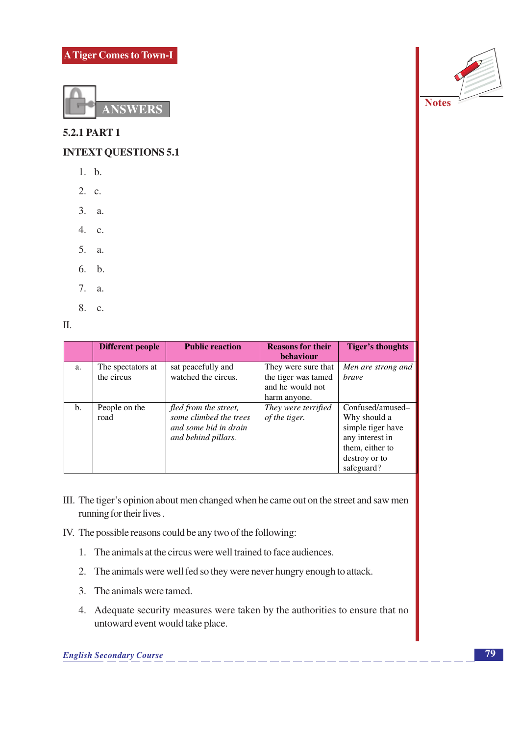## ANSWERS

### 5.2.1 PART 1

### INTEXT QUESTIONS 5.1

1. b.
2. c.
3. a.
4. c.
5. a.
6. b.
7. a.
8. c.

II.

| | Different people | Public reaction | Reasons for their behaviour | Tiger's thoughts |
|---|---|---|---|---|
| a. | The spectators at the circus | sat peacefully and watched the circus. | They were sure that the tiger was tamed and he would not harm anyone. | *Men are strong and brave* |
| b. | People on the road | *fled from the street, some climbed the trees and some hid in drain and behind pillars.* | *They were terrified of the tiger.* | Confused/amused– Why should a simple tiger have any interest in them, either to destroy or to safeguard? |

III. The tiger's opinion about men changed when he came out on the street and saw men running for their lives .

IV. The possible reasons could be any two of the following:

1. The animals at the circus were well trained to face audiences.
2. The animals were well fed so they were never hungry enough to attack.
3. The animals were tamed.
4. Adequate security measures were taken by the authorities to ensure that no untoward event would take place.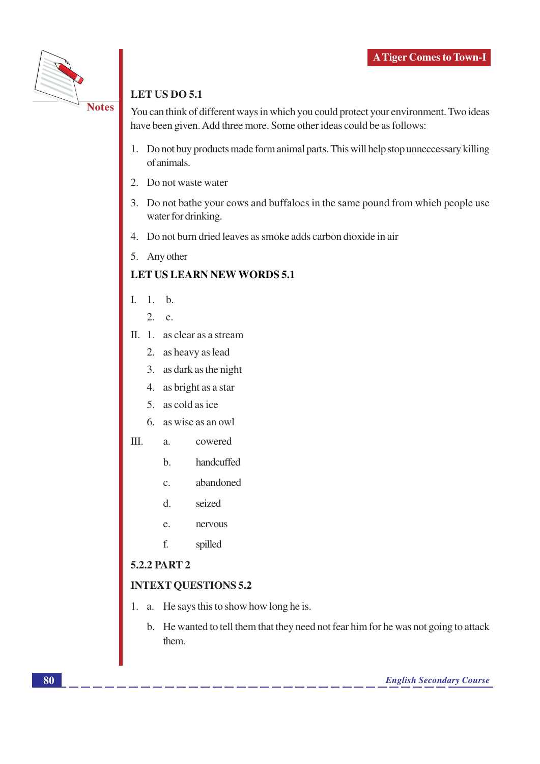## LET US DO 5.1

You can think of different ways in which you could protect your environment. Two ideas have been given. Add three more. Some other ideas could be as follows:

1. Do not buy products made form animal parts. This will help stop unneccessary killing of animals.
2. Do not waste water
3. Do not bathe your cows and buffaloes in the same pound from which people use water for drinking.
4. Do not burn dried leaves as smoke adds carbon dioxide in air
5. Any other

## LET US LEARN NEW WORDS 5.1

I. 1. b.
   2. c.

II. 1. as clear as a stream
   2. as heavy as lead
   3. as dark as the night
   4. as bright as a star
   5. as cold as ice
   6. as wise as an owl

III. a. cowered
   b. handcuffed
   c. abandoned
   d. seized
   e. nervous
   f. spilled

## 5.2.2 PART 2

## INTEXT QUESTIONS 5.2

1. a. He says this to show how long he is.
   b. He wanted to tell them that they need not fear him for he was not going to attack them.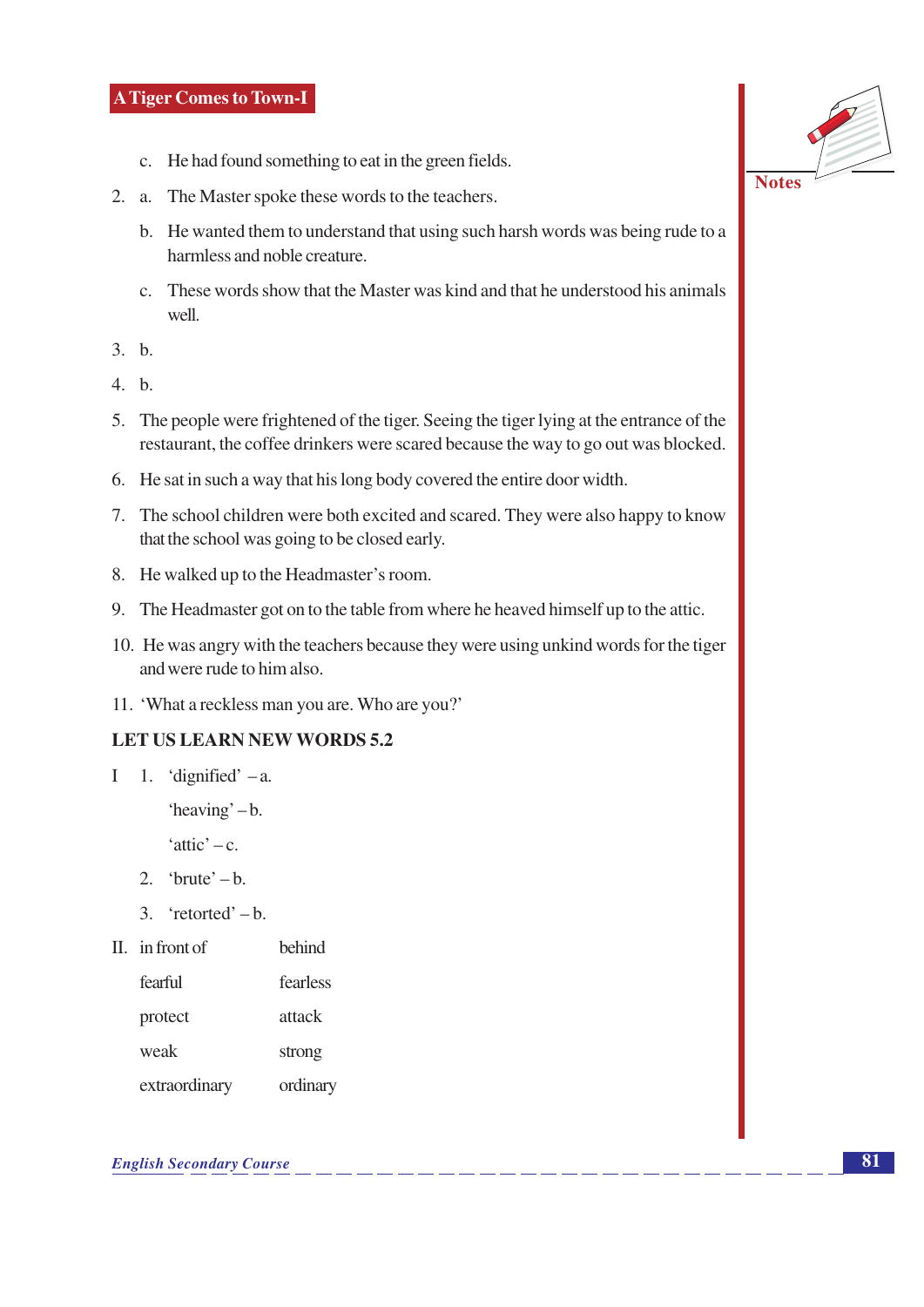c. He had found something to eat in the green fields.

2. a. The Master spoke these words to the teachers.

   b. He wanted them to understand that using such harsh words was being rude to a harmless and noble creature.

   c. These words show that the Master was kind and that he understood his animals well.

3. b.

4. b.

5. The people were frightened of the tiger. Seeing the tiger lying at the entrance of the restaurant, the coffee drinkers were scared because the way to go out was blocked.

6. He sat in such a way that his long body covered the entire door width.

7. The school children were both excited and scared. They were also happy to know that the school was going to be closed early.

8. He walked up to the Headmaster's room.

9. The Headmaster got on to the table from where he heaved himself up to the attic.

10. He was angry with the teachers because they were using unkind words for the tiger and were rude to him also.

11. 'What a reckless man you are. Who are you?'

**LET US LEARN NEW WORDS 5.2**

I 1. 'dignified' – a.

   'heaving' – b.

   'attic' – c.

2. 'brute' – b.

3. 'retorted' – b.

II.

| | |
|---|---|
| in front of | behind |
| fearful | fearless |
| protect | attack |
| weak | strong |
| extraordinary | ordinary |